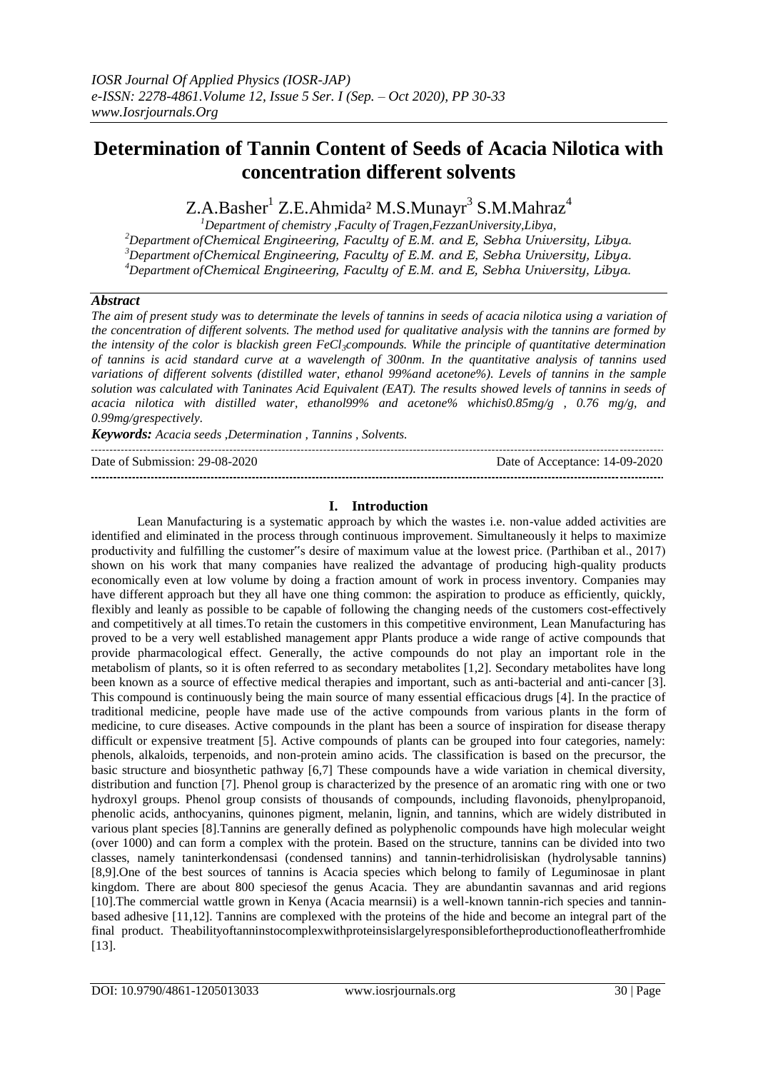# Determination of Tannin Content of Seeds of Acacia Nilotica with concentration different solvents

Z.A.Basher[1] Z.E.Ahmida[2] M.S.Munayr[3] S.M.Mahraz[4]

[1]Department of chemistry ,Faculty of Tragen,FezzanUniversity,Libya,
[2]Department ofChemical Engineering, Faculty of E.M. and E, Sebha University, Libya.
[3]Department ofChemical Engineering, Faculty of E.M. and E, Sebha University, Libya.
[4]Department ofChemical Engineering, Faculty of E.M. and E, Sebha University, Libya.

## Abstract

*The aim of present study was to determinate the levels of tannins in seeds of acacia nilotica using a variation of the concentration of different solvents. The method used for qualitative analysis with the tannins are formed by the intensity of the color is blackish green $FeCl_3$compounds. While the principle of quantitative determination of tannins is acid standard curve at a wavelength of 300nm. In the quantitative analysis of tannins used variations of different solvents (distilled water, ethanol 99%and acetone%). Levels of tannins in the sample solution was calculated with Taninates Acid Equivalent (EAT). The results showed levels of tannins in seeds of acacia nilotica with distilled water, ethanol99% and acetone% whichis0.85mg/g , 0.76 mg/g, and 0.99mg/grespectively.*

***Keywords:*** *Acacia seeds ,Determination , Tannins , Solvents.*

Date of Submission: 29-08-2020 Date of Acceptance: 14-09-2020

## I. Introduction

Lean Manufacturing is a systematic approach by which the wastes i.e. non-value added activities are identified and eliminated in the process through continuous improvement. Simultaneously it helps to maximize productivity and fulfilling the customer"s desire of maximum value at the lowest price. (Parthiban et al., 2017) shown on his work that many companies have realized the advantage of producing high-quality products economically even at low volume by doing a fraction amount of work in process inventory. Companies may have different approach but they all have one thing common: the aspiration to produce as efficiently, quickly, flexibly and leanly as possible to be capable of following the changing needs of the customers cost-effectively and competitively at all times.To retain the customers in this competitive environment, Lean Manufacturing has proved to be a very well established management appr Plants produce a wide range of active compounds that provide pharmacological effect. Generally, the active compounds do not play an important role in the metabolism of plants, so it is often referred to as secondary metabolites [1,2]. Secondary metabolites have long been known as a source of effective medical therapies and important, such as anti-bacterial and anti-cancer [3]. This compound is continuously being the main source of many essential efficacious drugs [4]. In the practice of traditional medicine, people have made use of the active compounds from various plants in the form of medicine, to cure diseases. Active compounds in the plant has been a source of inspiration for disease therapy difficult or expensive treatment [5]. Active compounds of plants can be grouped into four categories, namely: phenols, alkaloids, terpenoids, and non-protein amino acids. The classification is based on the precursor, the basic structure and biosynthetic pathway [6,7] These compounds have a wide variation in chemical diversity, distribution and function [7]. Phenol group is characterized by the presence of an aromatic ring with one or two hydroxyl groups. Phenol group consists of thousands of compounds, including flavonoids, phenylpropanoid, phenolic acids, anthocyanins, quinones pigment, melanin, lignin, and tannins, which are widely distributed in various plant species [8].Tannins are generally defined as polyphenolic compounds have high molecular weight (over 1000) and can form a complex with the protein. Based on the structure, tannins can be divided into two classes, namely taninterkondensasi (condensed tannins) and tannin-terhidrolisiskan (hydrolysable tannins) [8,9].One of the best sources of tannins is Acacia species which belong to family of Leguminosae in plant kingdom. There are about 800 speciesof the genus Acacia. They are abundantin savannas and arid regions [10].The commercial wattle grown in Kenya (Acacia mearnsii) is a well-known tannin-rich species and tannin-based adhesive [11,12]. Tannins are complexed with the proteins of the hide and become an integral part of the final product. Theabilityoftanninstocomplexwithproteinsislargelyresponsiblefortheproductionofleatherfromhide [13].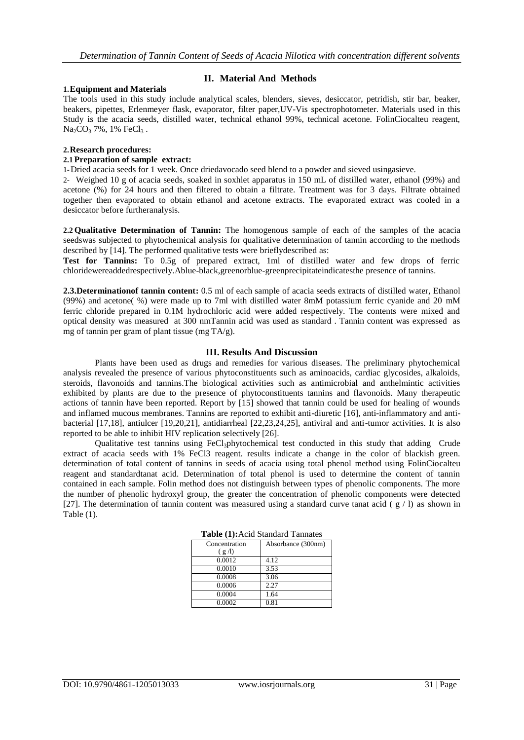## II. Material And Methods

### 1. Equipment and Materials

The tools used in this study include analytical scales, blenders, sieves, desiccator, petridish, stir bar, beaker, beakers, pipettes, Erlenmeyer flask, evaporator, filter paper,UV-Vis spectrophotometer. Materials used in this Study is the acacia seeds, distilled water, technical ethanol 99%, technical acetone. FolinCiocalteu reagent, $Na_2CO_3$ 7%, 1% $FeCl_3$ .

### 2. Research procedures:

#### 2.1 Preparation of sample extract:

1- Dried acacia seeds for 1 week. Once driedavocado seed blend to a powder and sieved usingasieve.

2- Weighed 10 g of acacia seeds, soaked in soxhlet apparatus in 150 mL of distilled water, ethanol (99%) and acetone (%) for 24 hours and then filtered to obtain a filtrate. Treatment was for 3 days. Filtrate obtained together then evaporated to obtain ethanol and acetone extracts. The evaporated extract was cooled in a desiccator before furtheranalysis.

**2.2 Qualitative Determination of Tannin:** The homogenous sample of each of the samples of the acacia seedswas subjected to phytochemical analysis for qualitative determination of tannin according to the methods described by [14]. The performed qualitative tests were brieflydescribed as:

**Test for Tannins:** To 0.5g of prepared extract, 1ml of distilled water and few drops of ferric chloridewereaddedrespectively.Ablue-black,greenorblue-greenprecipitateindicatesthe presence of tannins.

**2.3.Determinationof tannin content:** 0.5 ml of each sample of acacia seeds extracts of distilled water, Ethanol (99%) and acetone( %) were made up to 7ml with distilled water 8mM potassium ferric cyanide and 20 mM ferric chloride prepared in 0.1M hydrochloric acid were added respectively. The contents were mixed and optical density was measured at 300 nmTannin acid was used as standard . Tannin content was expressed as mg of tannin per gram of plant tissue (mg TA/g).

## III. Results And Discussion

Plants have been used as drugs and remedies for various diseases. The preliminary phytochemical analysis revealed the presence of various phytoconstituents such as aminoacids, cardiac glycosides, alkaloids, steroids, flavonoids and tannins.The biological activities such as antimicrobial and anthelmintic activities exhibited by plants are due to the presence of phytoconstituents tannins and flavonoids. Many therapeutic actions of tannin have been reported. Report by [15] showed that tannin could be used for healing of wounds and inflamed mucous membranes. Tannins are reported to exhibit anti-diuretic [16], anti-inflammatory and anti-bacterial [17,18], antiulcer [19,20,21], antidiarrheal [22,23,24,25], antiviral and anti-tumor activities. It is also reported to be able to inhibit HIV replication selectively [26].

Qualitative test tannins using $FeCl_3$phytochemical test conducted in this study that adding Crude extract of acacia seeds with 1% FeCl3 reagent. results indicate a change in the color of blackish green. determination of total content of tannins in seeds of acacia using total phenol method using FolinCiocalteu reagent and standardtanat acid. Determination of total phenol is used to determine the content of tannin contained in each sample. Folin method does not distinguish between types of phenolic components. The more the number of phenolic hydroxyl group, the greater the concentration of phenolic components were detected [27]. The determination of tannin content was measured using a standard curve tanat acid ( g / l) as shown in Table (1).

**Table (1):**Acid Standard Tannates

| Concentration ( g /l) | Absorbance (300nm) |
|---|---|
| 0.0012 | 4.12 |
| 0.0010 | 3.53 |
| 0.0008 | 3.06 |
| 0.0006 | 2.27 |
| 0.0004 | 1.64 |
| 0.0002 | 0.81 |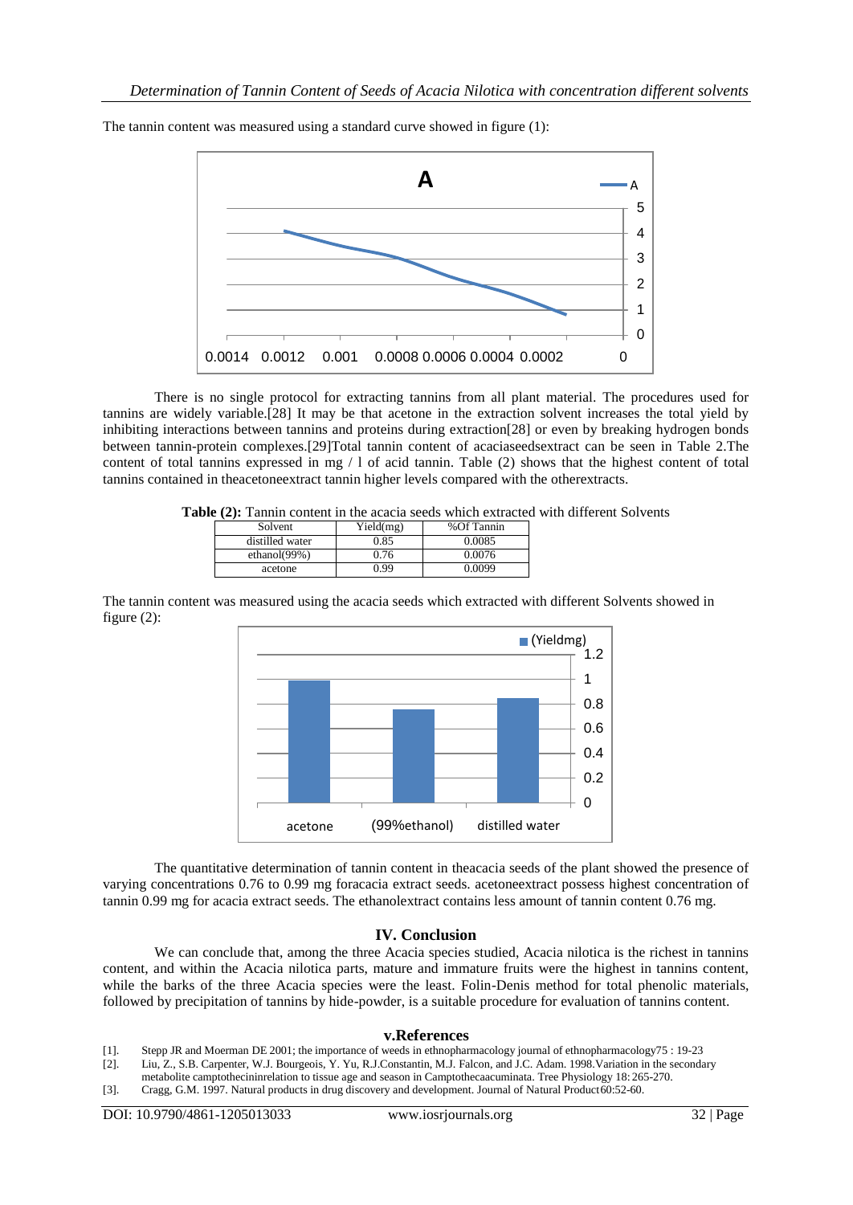The tannin content was measured using a standard curve showed in figure (1):

There is no single protocol for extracting tannins from all plant material. The procedures used for tannins are widely variable.[28] It may be that acetone in the extraction solvent increases the total yield by inhibiting interactions between tannins and proteins during extraction[28] or even by breaking hydrogen bonds between tannin-protein complexes.[29]Total tannin content of acaciaseedsextract can be seen in Table 2.The content of total tannins expressed in mg / l of acid tannin. Table (2) shows that the highest content of total tannins contained in theacetoneextract tannin higher levels compared with the otherextracts.

**Table (2):** Tannin content in the acacia seeds which extracted with different Solvents

| Solvent | Yield(mg) | %Of Tannin |
|---|---|---|
| distilled water | 0.85 | 0.0085 |
| ethanol(99%) | 0.76 | 0.0076 |
| acetone | 0.99 | 0.0099 |

The tannin content was measured using the acacia seeds which extracted with different Solvents showed in figure (2):

The quantitative determination of tannin content in theacacia seeds of the plant showed the presence of varying concentrations 0.76 to 0.99 mg foracacia extract seeds. acetoneextract possess highest concentration of tannin 0.99 mg for acacia extract seeds. The ethanolextract contains less amount of tannin content 0.76 mg.

## IV. Conclusion

We can conclude that, among the three Acacia species studied, Acacia nilotica is the richest in tannins content, and within the Acacia nilotica parts, mature and immature fruits were the highest in tannins content, while the barks of the three Acacia species were the least. Folin-Denis method for total phenolic materials, followed by precipitation of tannins by hide-powder, is a suitable procedure for evaluation of tannins content.

## v.References

[1]. Stepp JR and Moerman DE 2001; the importance of weeds in ethnopharmacology journal of ethnopharmacology75 : 19-23

[2]. Liu, Z., S.B. Carpenter, W.J. Bourgeois, Y. Yu, R.J.Constantin, M.J. Falcon, and J.C. Adam. 1998.Variation in the secondary metabolite camptothecininrelation to tissue age and season in Camptothecaacuminata. Tree Physiology 18: 265-270.

[3]. Cragg, G.M. 1997. Natural products in drug discovery and development. Journal of Natural Product60:52-60.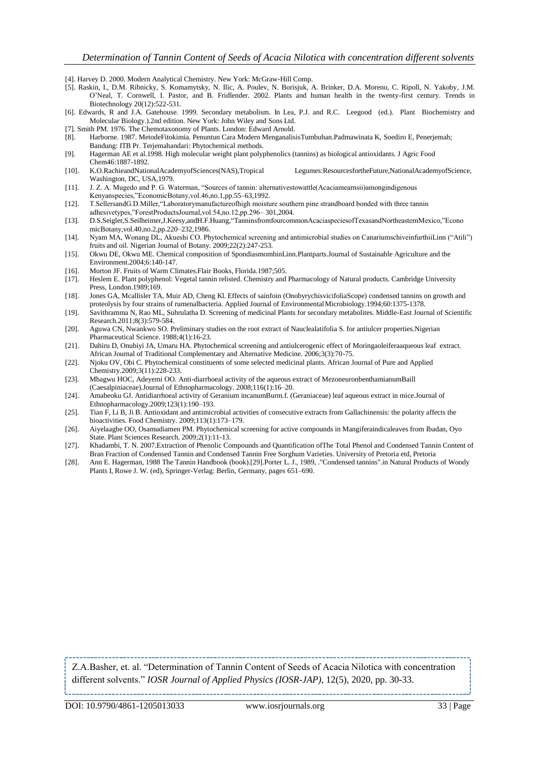[4]. Harvey D. 2000. Modern Analytical Chemistry. New York: McGraw-Hill Comp.

[5]. Raskin, I., D.M. Ribnicky, S. Komamytsky, N. Ilic, A. Poulev, N. Borisjuk, A. Brinker, D.A. Moreno, C. Ripoll, N. Yakoby, J.M. O'Neal, T. Cornwell, I. Pastor, and B. Fridlender. 2002. Plants and human health in the twenty-first century. Trends in Biotechnology 20(12):522-531.

[6]. Edwards, R and J.A. Gatehouse. 1999. Secondary metabolism. In Lea, P.J. and R.C. Leegood (ed.). Plant Biochemistry and Molecular Biology.).2nd edition. New York: John Wiley and Sons Ltd.

[7]. Smith PM. 1976. The Chemotaxonomy of Plants. London: Edward Arnold.

[8]. Harborne. 1987. MetodeFitokimia. Penuntun Cara Modern MenganalisisTumbuhan.Padmawinata K, Soediro E, Penerjemah; Bandung: ITB Pr. Terjemahandari: Phytochemical methods.

[9]. Hagerman AE et al.1998. High molecular weight plant polyphenolics (tannins) as biological antioxidants. J Agric Food Chem46:1887-1892.

[10]. K.O.RachieandNationalAcademyofSciences(NAS),Tropical Legumes:ResourcesfortheFuture,NationalAcademyofScience, Washington, DC, USA,1979.

[11]. J. Z. A. Mugedo and P. G. Waterman, "Sources of tannin: alternativestowattle(Acaciamearnsii)amongindigenous Kenyanspecies,"EconomicBotany,vol.46,no.1,pp.55–63,1992.

[12]. T.SellersandG.D.Miller,"Laboratorymanufactureofhigh moisture southern pine strandboard bonded with three tannin adhesivetypes,"ForestProductsJournal,vol.54,no.12,pp.296– 301,2004.

[13]. D.S.Seigler,S.Seilheimer,J.Keesy,andH.F.Huang,"TanninsfromfourcommonAcaciaspeciesofTexasandNortheasternMexico,"EconomicBotany,vol.40,no.2,pp.220–232,1986.

[14]. Nyam MA, Wonang DL, Akueshi CO. Phytochemical screening and antimicrobial studies on CanariumschiveinfurthiiLinn ("Atili") fruits and oil. Nigerian Journal of Botany. 2009;22(2):247-253.

[15]. Okwu DE, Okwu ME. Chemical composition of SpondiasmombinLinn.Plantparts.Journal of Sustainable Agriculture and the Environment.2004;6:140-147.

[16]. Morton JF. Fruits of Warm Climates.Flair Books, Florida.1987;505.

[17]. Heslem E. Plant polyphenol: Vegetal tannin relisted. Chemistry and Pharmacology of Natural products. Cambridge University Press, London.1989;169.

[18]. Jones GA, Mcallisler TA, Muir AD, Cheng Kl. Effects of sainfoin (OnobyrychisvicifoliaScope) condensed tannins on growth and proteolysis by four strains of rumenalbacteria. Applied Journal of Environmental Microbiology.1994;60:1375-1378.

[19]. Savithramma N, Rao ML, Suhrulatha D. Screening of medicinal Plants for secondary metabolites. Middle-East Journal of Scientific Research.2011;8(3):579-584.

[20]. Aguwa CN, Nwankwo SO. Preliminary studies on the root extract of Nauclealatifolia S. for antiulcer properties.Nigerian Pharmaceutical Science. 1988;4(1):16-23.

[21]. Dahiru D, Onubiyi JA, Umaru HA. Phytochemical screening and antiulcerogenic effect of Moringaoleiferaaqueous leaf extract. African Journal of Traditional Complementary and Alternative Medicine. 2006;3(3):70-75.

[22]. Njoku OV, Obi C. Phytochemical constituents of some selected medicinal plants. African Journal of Pure and Applied Chemistry.2009;3(11):228-233.

[23]. Mbagwu HOC, Adeyemi OO. Anti-diarrhoeal activity of the aqueous extract of MezoneuronbenthamianumBaill (Caesalpiniaceae).Journal of Ethnopharmacology. 2008;116(1):16–20.

[24]. Amabeoku GJ. Antidiarrhoeal activity of Geranium incanumBurm.f. (Geraniaceae) leaf aqueous extract in mice.Journal of Ethnopharmacology.2009;123(1):190–193.

[25]. Tian F, Li B, Ji B. Antioxidant and antimicrobial activities of consecutive extracts from Gallachinensis: the polarity affects the bioactivities. Food Chemistry. 2009;113(1):173–179.

[26]. Aiyelaagbe OO, Osamudiamen PM. Phytochemical screening for active compounds in Mangiferaindicaleaves from Ibadan, Oyo State. Plant Sciences Research. 2009;2(1):11-13.

[27]. Khadambi, T. N. 2007.Extraction of Phenolic Compounds and Quantification ofThe Total Phenol and Condensed Tannin Content of Bran Fraction of Condensed Tannin and Condensed Tannin Free Sorghum Varieties. University of Pretoria etd, Pretoria

[28]. Ann E. Hagerman, 1988 The Tannin Handbook (book).[29].Porter L. J., 1989, ."Condensed tannins".in Natural Products of Woody Plants I, Rowe J. W. (ed), Springer-Verlag: Berlin, Germany, pages 651–690.

Z.A.Basher, et. al. "Determination of Tannin Content of Seeds of Acacia Nilotica with concentration different solvents." *IOSR Journal of Applied Physics (IOSR-JAP)*, 12(5), 2020, pp. 30-33.